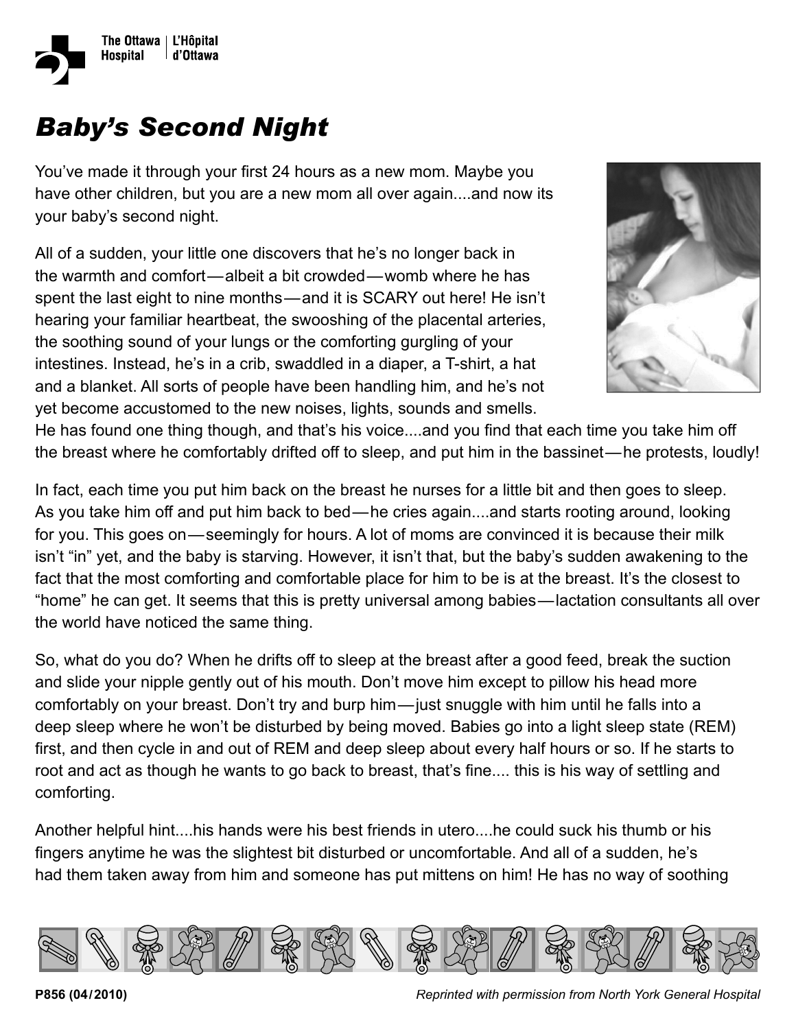# *Baby's Second Night*

You've made it through your first 24 hours as a new mom. Maybe you have other children, but you are a new mom all over again....and now its your baby's second night.

All of a sudden, your little one discovers that he's no longer back in the warmth and comfort — albeit a bit crowded — womb where he has spent the last eight to nine months — and it is SCARY out here! He isn't hearing your familiar heartbeat, the swooshing of the placental arteries, the soothing sound of your lungs or the comforting gurgling of your intestines. Instead, he's in a crib, swaddled in a diaper, a T-shirt, a hat and a blanket. All sorts of people have been handling him, and he's not yet become accustomed to the new noises, lights, sounds and smells. He has found one thing though, and that's his voice....and you find that each time you take him off the breast where he comfortably drifted off to sleep, and put him in the bassinet — he protests, loudly!

In fact, each time you put him back on the breast he nurses for a little bit and then goes to sleep. As you take him off and put him back to bed — he cries again....and starts rooting around, looking for you. This goes on — seemingly for hours. A lot of moms are convinced it is because their milk isn't "in" yet, and the baby is starving. However, it isn't that, but the baby's sudden awakening to the fact that the most comforting and comfortable place for him to be is at the breast. It's the closest to "home" he can get. It seems that this is pretty universal among babies — lactation consultants all over the world have noticed the same thing.

So, what do you do? When he drifts off to sleep at the breast after a good feed, break the suction and slide your nipple gently out of his mouth. Don't move him except to pillow his head more comfortably on your breast. Don't try and burp him — just snuggle with him until he falls into a deep sleep where he won't be disturbed by being moved. Babies go into a light sleep state (REM) first, and then cycle in and out of REM and deep sleep about every half hours or so. If he starts to root and act as though he wants to go back to breast, that's fine.... this is his way of settling and comforting.

Another helpful hint....his hands were his best friends in utero....he could suck his thumb or his fingers anytime he was the slightest bit disturbed or uncomfortable. And all of a sudden, he's had them taken away from him and someone has put mittens on him! He has no way of soothing

P856 (04/2010)

*Reprinted with permission from North York General Hospital*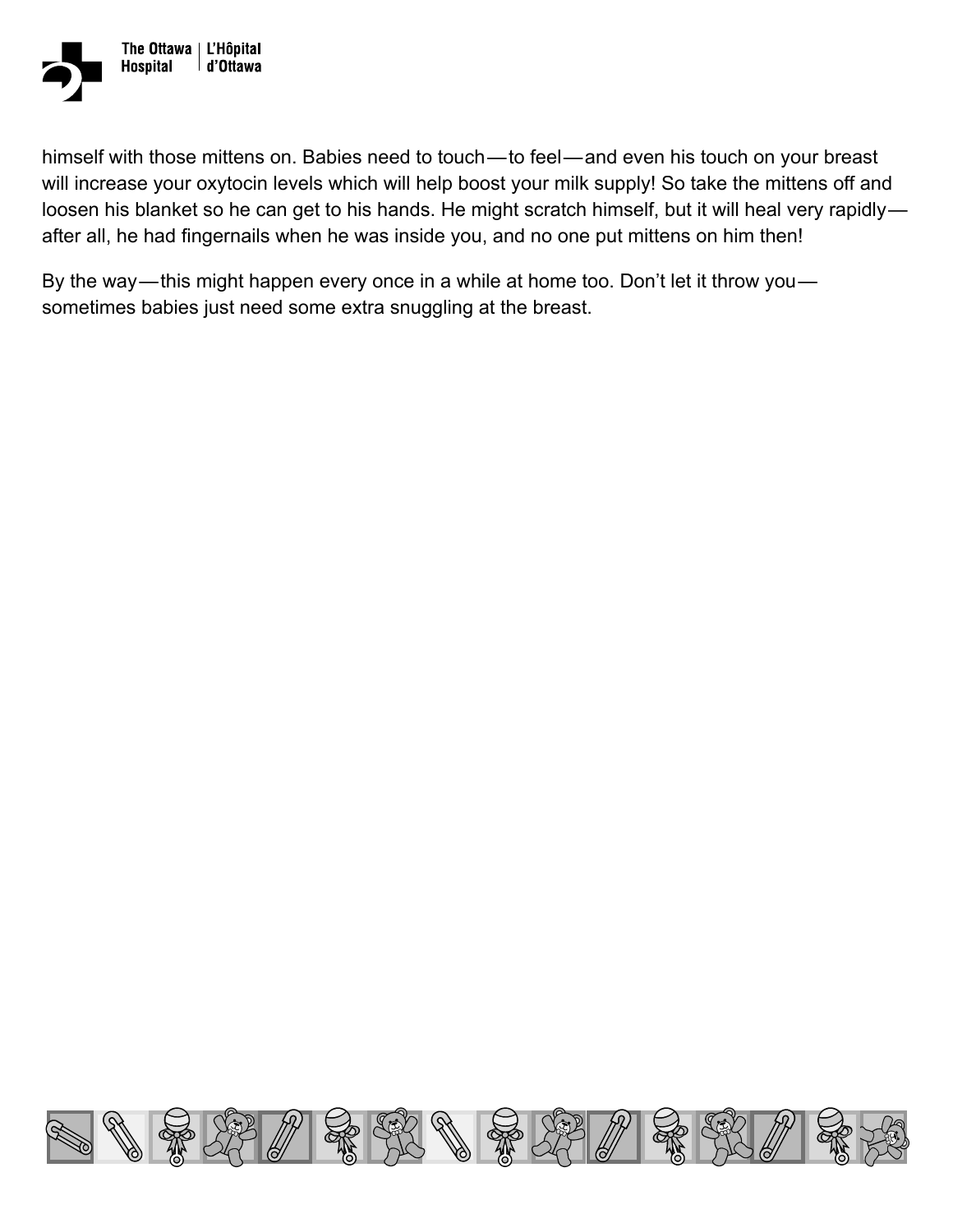himself with those mittens on. Babies need to touch — to feel — and even his touch on your breast will increase your oxytocin levels which will help boost your milk supply! So take the mittens off and loosen his blanket so he can get to his hands. He might scratch himself, but it will heal very rapidly — after all, he had fingernails when he was inside you, and no one put mittens on him then!

By the way — this might happen every once in a while at home too. Don't let it throw you — sometimes babies just need some extra snuggling at the breast.